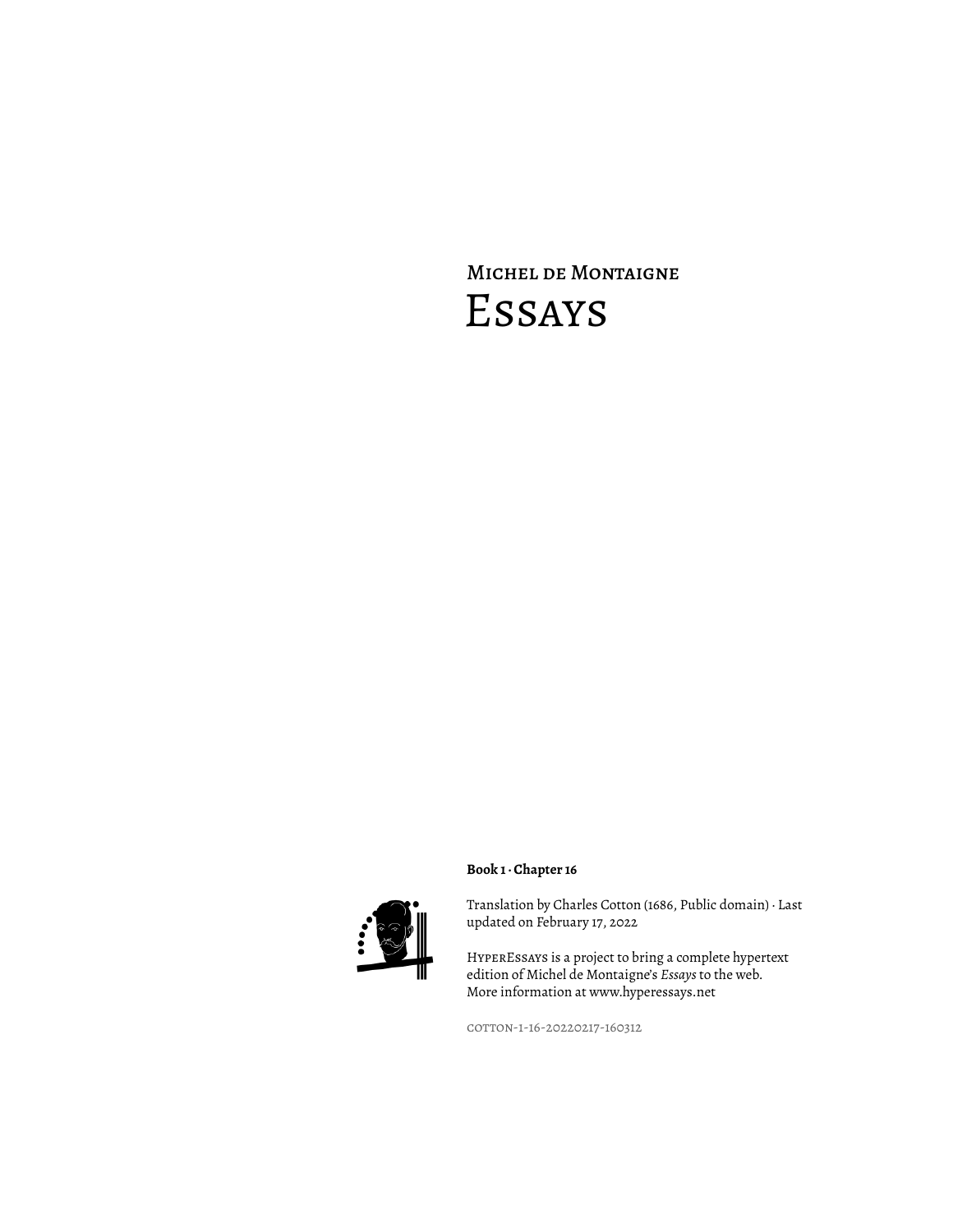Michel de Montaigne

# Essays

**Book 1 · Chapter 16**

Translation by Charles Cotton (1686, Public domain) · Last updated on February 17, 2022

HyperEssays is a project to bring a complete hypertext edition of Michel de Montaigne's *Essays* to the web. More information at www.hyperessays.net

cotton-1-16-20220217-160312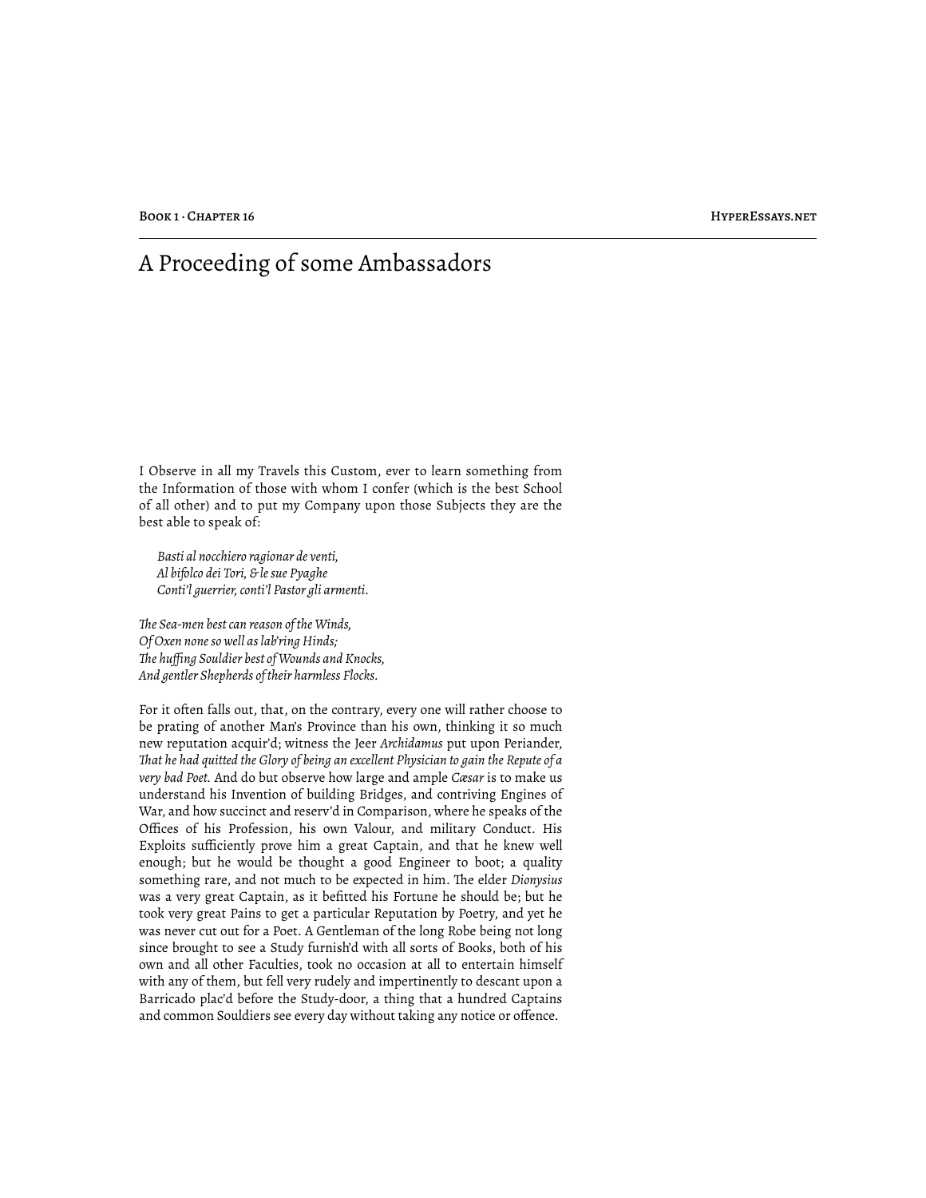# A Proceeding of some Ambassadors

I Observe in all my Travels this Custom, ever to learn something from the Information of those with whom I confer (which is the best School of all other) and to put my Company upon those Subjects they are the best able to speak of:

> *Basti al nocchiero ragionar de venti,*
> *Al bifolco dei Tori, & le sue Pyaghe*
> *Conti'l guerrier, conti'l Pastor gli armenti.*

*The Sea-men best can reason of the Winds,*
*Of Oxen none so well as lab'ring Hinds;*
*The huffing Souldier best of Wounds and Knocks,*
*And gentler Shepherds of their harmless Flocks.*

For it often falls out, that, on the contrary, every one will rather choose to be prating of another Man's Province than his own, thinking it so much new reputation acquir'd; witness the Jeer *Archidamus* put upon Periander, *That he had quitted the Glory of being an excellent Physician to gain the Repute of a very bad Poet.* And do but observe how large and ample *Cæsar* is to make us understand his Invention of building Bridges, and contriving Engines of War, and how succinct and reserv'd in Comparison, where he speaks of the Offices of his Profession, his own Valour, and military Conduct. His Exploits sufficiently prove him a great Captain, and that he knew well enough; but he would be thought a good Engineer to boot; a quality something rare, and not much to be expected in him. The elder *Dionysius* was a very great Captain, as it befitted his Fortune he should be; but he took very great Pains to get a particular Reputation by Poetry, and yet he was never cut out for a Poet. A Gentleman of the long Robe being not long since brought to see a Study furnish'd with all sorts of Books, both of his own and all other Faculties, took no occasion at all to entertain himself with any of them, but fell very rudely and impertinently to descant upon a Barricado plac'd before the Study-door, a thing that a hundred Captains and common Souldiers see every day without taking any notice or offence.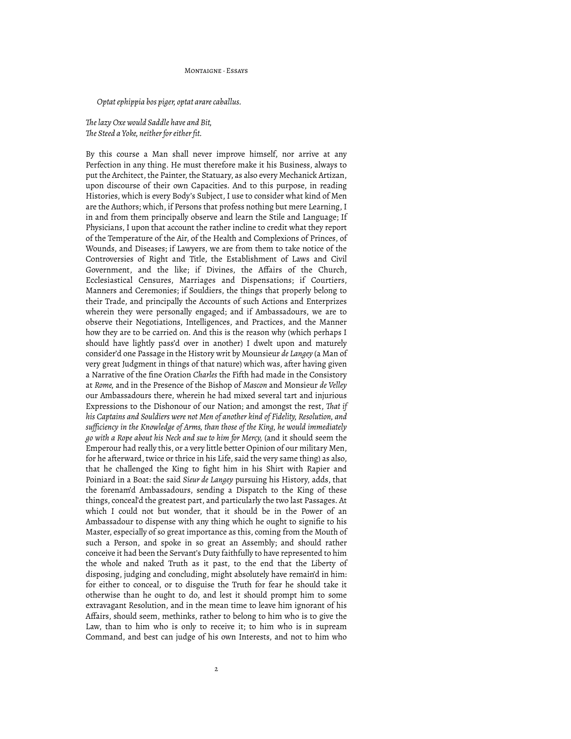*Optat ephippia bos piger, optat arare caballus.*

*The lazy Oxe would Saddle have and Bit,*
*The Steed a Yoke, neither for either fit.*

By this course a Man shall never improve himself, nor arrive at any Perfection in any thing. He must therefore make it his Business, always to put the Architect, the Painter, the Statuary, as also every Mechanick Artizan, upon discourse of their own Capacities. And to this purpose, in reading Histories, which is every Body's Subject, I use to consider what kind of Men are the Authors; which, if Persons that profess nothing but mere Learning, I in and from them principally observe and learn the Stile and Language; If Physicians, I upon that account the rather incline to credit what they report of the Temperature of the Air, of the Health and Complexions of Princes, of Wounds, and Diseases; if Lawyers, we are from them to take notice of the Controversies of Right and Title, the Establishment of Laws and Civil Government, and the like; if Divines, the Affairs of the Church, Ecclesiastical Censures, Marriages and Dispensations; if Courtiers, Manners and Ceremonies; if Souldiers, the things that properly belong to their Trade, and principally the Accounts of such Actions and Enterprizes wherein they were personally engaged; and if Ambassadours, we are to observe their Negotiations, Intelligences, and Practices, and the Manner how they are to be carried on. And this is the reason why (which perhaps I should have lightly pass'd over in another) I dwelt upon and maturely consider'd one Passage in the History writ by Mounsieur *de Langey* (a Man of very great Judgment in things of that nature) which was, after having given a Narrative of the fine Oration *Charles* the Fifth had made in the Consistory at *Rome*, and in the Presence of the Bishop of *Mascon* and Monsieur *de Velley* our Ambassadours there, wherein he had mixed several tart and injurious Expressions to the Dishonour of our Nation; and amongst the rest, *That if his Captains and Souldiers were not Men of another kind of Fidelity, Resolution, and sufficiency in the Knowledge of Arms, than those of the King, he would immediately go with a Rope about his Neck and sue to him for Mercy,* (and it should seem the Emperour had really this, or a very little better Opinion of our military Men, for he afterward, twice or thrice in his Life, said the very same thing) as also, that he challenged the King to fight him in his Shirt with Rapier and Poiniard in a Boat: the said *Sieur de Langey* pursuing his History, adds, that the forenam'd Ambassadours, sending a Dispatch to the King of these things, conceal'd the greatest part, and particularly the two last Passages. At which I could not but wonder, that it should be in the Power of an Ambassadour to dispense with any thing which he ought to signifie to his Master, especially of so great importance as this, coming from the Mouth of such a Person, and spoke in so great an Assembly; and should rather conceive it had been the Servant's Duty faithfully to have represented to him the whole and naked Truth as it past, to the end that the Liberty of disposing, judging and concluding, might absolutely have remain'd in him: for either to conceal, or to disguise the Truth for fear he should take it otherwise than he ought to do, and lest it should prompt him to some extravagant Resolution, and in the mean time to leave him ignorant of his Affairs, should seem, methinks, rather to belong to him who is to give the Law, than to him who is only to receive it; to him who is in supream Command, and best can judge of his own Interests, and not to him who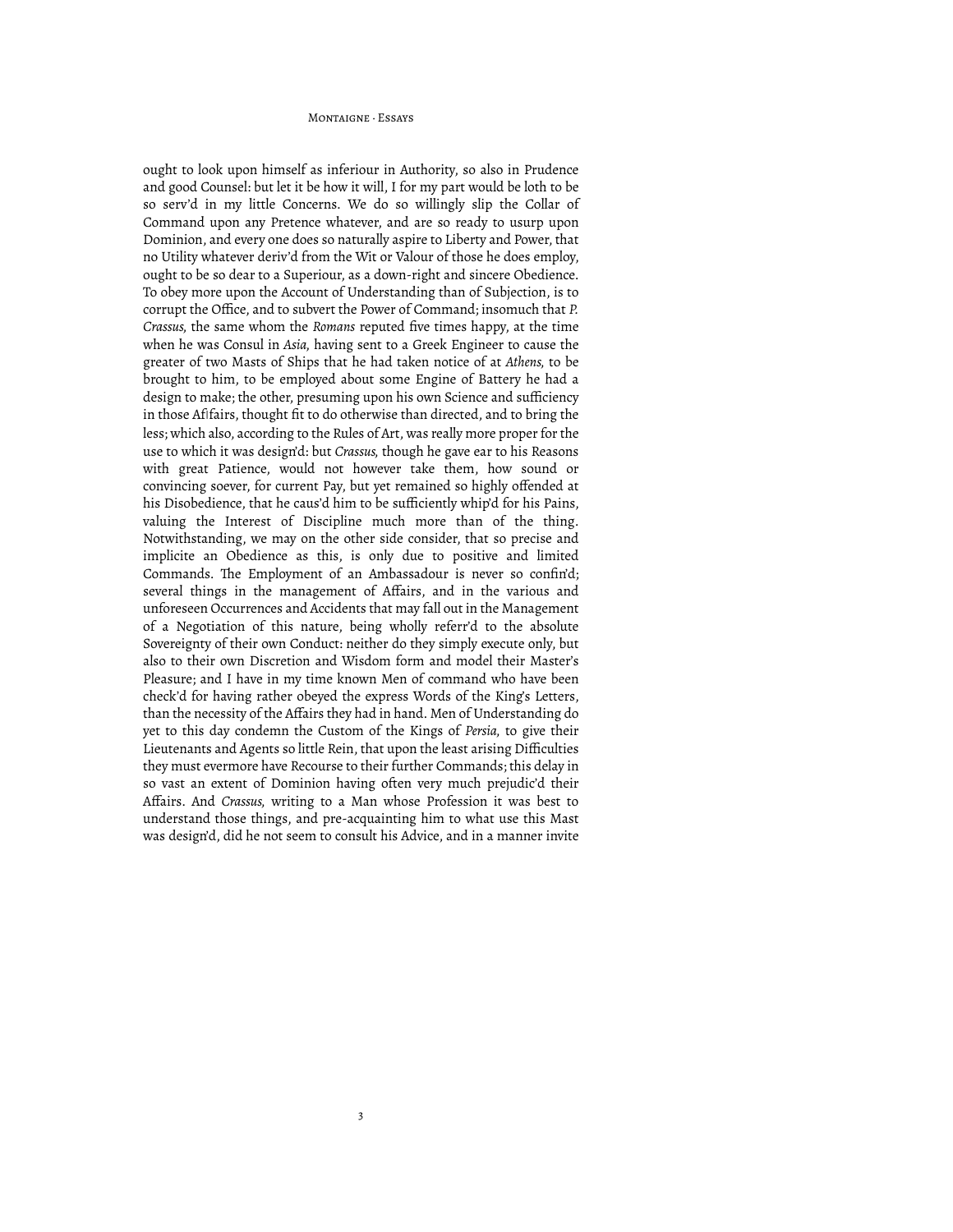ought to look upon himself as inferiour in Authority, so also in Prudence and good Counsel: but let it be how it will, I for my part would be loth to be so serv'd in my little Concerns. We do so willingly slip the Collar of Command upon any Pretence whatever, and are so ready to usurp upon Dominion, and every one does so naturally aspire to Liberty and Power, that no Utility whatever deriv'd from the Wit or Valour of those he does employ, ought to be so dear to a Superiour, as a down-right and sincere Obedience. To obey more upon the Account of Understanding than of Subjection, is to corrupt the Office, and to subvert the Power of Command; insomuch that *P. Crassus*, the same whom the *Romans* reputed five times happy, at the time when he was Consul in *Asia*, having sent to a Greek Engineer to cause the greater of two Masts of Ships that he had taken notice of at *Athens*, to be brought to him, to be employed about some Engine of Battery he had a design to make; the other, presuming upon his own Science and sufficiency in those Affairs, thought fit to do otherwise than directed, and to bring the less; which also, according to the Rules of Art, was really more proper for the use to which it was design'd: but *Crassus*, though he gave ear to his Reasons with great Patience, would not however take them, how sound or convincing soever, for current Pay, but yet remained so highly offended at his Disobedience, that he caus'd him to be sufficiently whip'd for his Pains, valuing the Interest of Discipline much more than of the thing. Notwithstanding, we may on the other side consider, that so precise and implicite an Obedience as this, is only due to positive and limited Commands. The Employment of an Ambassadour is never so confin'd; several things in the management of Affairs, and in the various and unforeseen Occurrences and Accidents that may fall out in the Management of a Negotiation of this nature, being wholly referr'd to the absolute Sovereignty of their own Conduct: neither do they simply execute only, but also to their own Discretion and Wisdom form and model their Master's Pleasure; and I have in my time known Men of command who have been check'd for having rather obeyed the express Words of the King's Letters, than the necessity of the Affairs they had in hand. Men of Understanding do yet to this day condemn the Custom of the Kings of *Persia*, to give their Lieutenants and Agents so little Rein, that upon the least arising Difficulties they must evermore have Recourse to their further Commands; this delay in so vast an extent of Dominion having often very much prejudic'd their Affairs. And *Crassus*, writing to a Man whose Profession it was best to understand those things, and pre-acquainting him to what use this Mast was design'd, did he not seem to consult his Advice, and in a manner invite